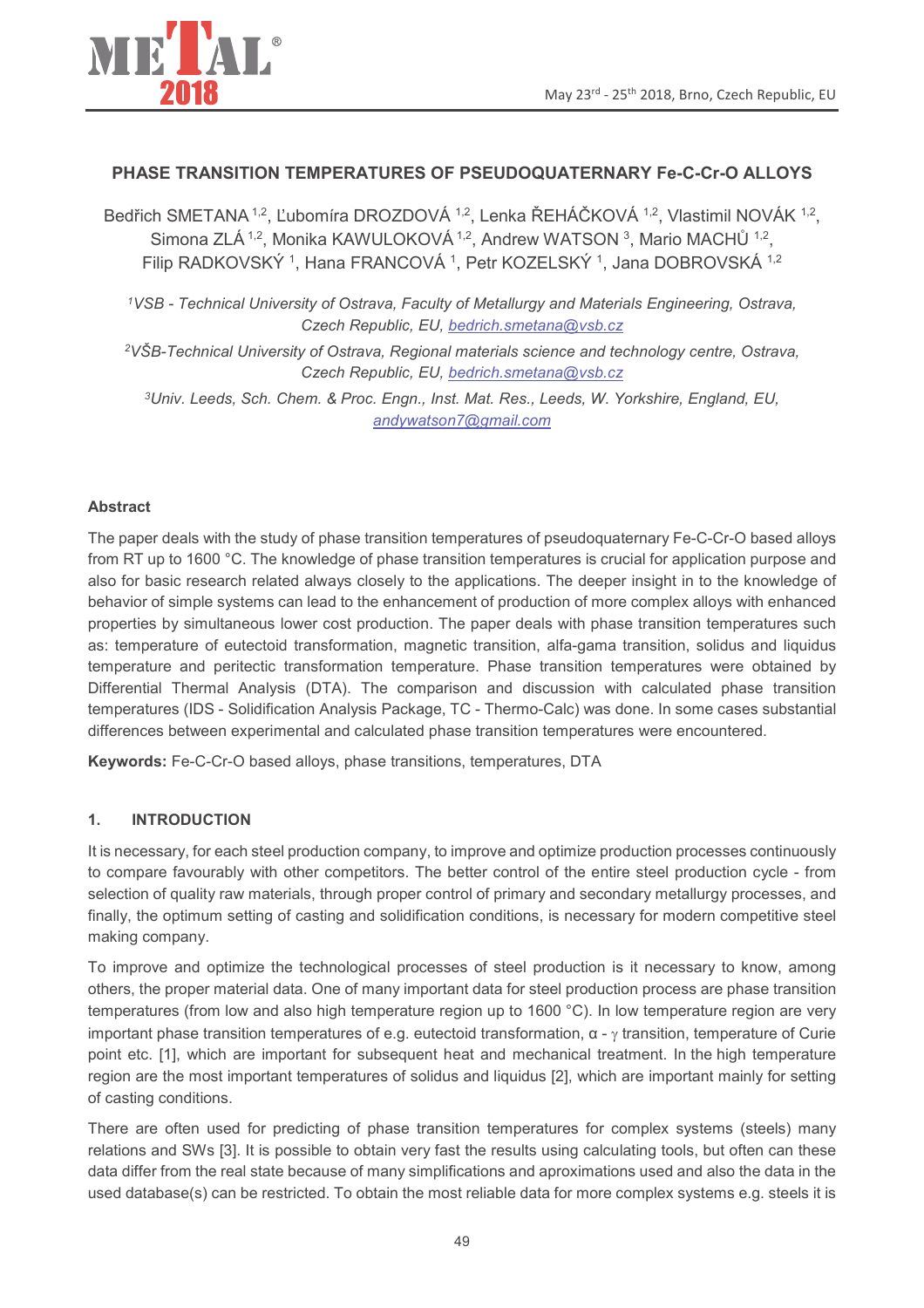# PHASE TRANSITION TEMPERATURES OF PSEUDOQUATERNARY Fe-C-Cr-O ALLOYS

Bedřich SMETANA [1,2], Ľubomíra DROZDOVÁ [1,2], Lenka ŘEHÁČKOVÁ [1,2], Vlastimil NOVÁK [1,2], Simona ZLÁ [1,2], Monika KAWULOKOVÁ [1,2], Andrew WATSON [3], Mario MACHŮ [1,2], Filip RADKOVSKÝ [1], Hana FRANCOVÁ [1], Petr KOZELSKÝ [1], Jana DOBROVSKÁ [1,2]

[1] *VSB - Technical University of Ostrava, Faculty of Metallurgy and Materials Engineering, Ostrava, Czech Republic, EU,* bedrich.smetana@vsb.cz

[2] *VŠB-Technical University of Ostrava, Regional materials science and technology centre, Ostrava, Czech Republic, EU,* bedrich.smetana@vsb.cz

[3] *Univ. Leeds, Sch. Chem. & Proc. Engn., Inst. Mat. Res., Leeds, W. Yorkshire, England, EU,* andywatson7@gmail.com

## Abstract

The paper deals with the study of phase transition temperatures of pseudoquaternary Fe-C-Cr-O based alloys from RT up to 1600 °C. The knowledge of phase transition temperatures is crucial for application purpose and also for basic research related always closely to the applications. The deeper insight in to the knowledge of behavior of simple systems can lead to the enhancement of production of more complex alloys with enhanced properties by simultaneous lower cost production. The paper deals with phase transition temperatures such as: temperature of eutectoid transformation, magnetic transition, alfa-gama transition, solidus and liquidus temperature and peritectic transformation temperature. Phase transition temperatures were obtained by Differential Thermal Analysis (DTA). The comparison and discussion with calculated phase transition temperatures (IDS - Solidification Analysis Package, TC - Thermo-Calc) was done. In some cases substantial differences between experimental and calculated phase transition temperatures were encountered.

**Keywords:** Fe-C-Cr-O based alloys, phase transitions, temperatures, DTA

## 1. INTRODUCTION

It is necessary, for each steel production company, to improve and optimize production processes continuously to compare favourably with other competitors. The better control of the entire steel production cycle - from selection of quality raw materials, through proper control of primary and secondary metallurgy processes, and finally, the optimum setting of casting and solidification conditions, is necessary for modern competitive steel making company.

To improve and optimize the technological processes of steel production is it necessary to know, among others, the proper material data. One of many important data for steel production process are phase transition temperatures (from low and also high temperature region up to 1600 °C). In low temperature region are very important phase transition temperatures of e.g. eutectoid transformation, $\alpha$ - $\gamma$ transition, temperature of Curie point etc. [1], which are important for subsequent heat and mechanical treatment. In the high temperature region are the most important temperatures of solidus and liquidus [2], which are important mainly for setting of casting conditions.

There are often used for predicting of phase transition temperatures for complex systems (steels) many relations and SWs [3]. It is possible to obtain very fast the results using calculating tools, but often can these data differ from the real state because of many simplifications and aproximations used and also the data in the used database(s) can be restricted. To obtain the most reliable data for more complex systems e.g. steels it is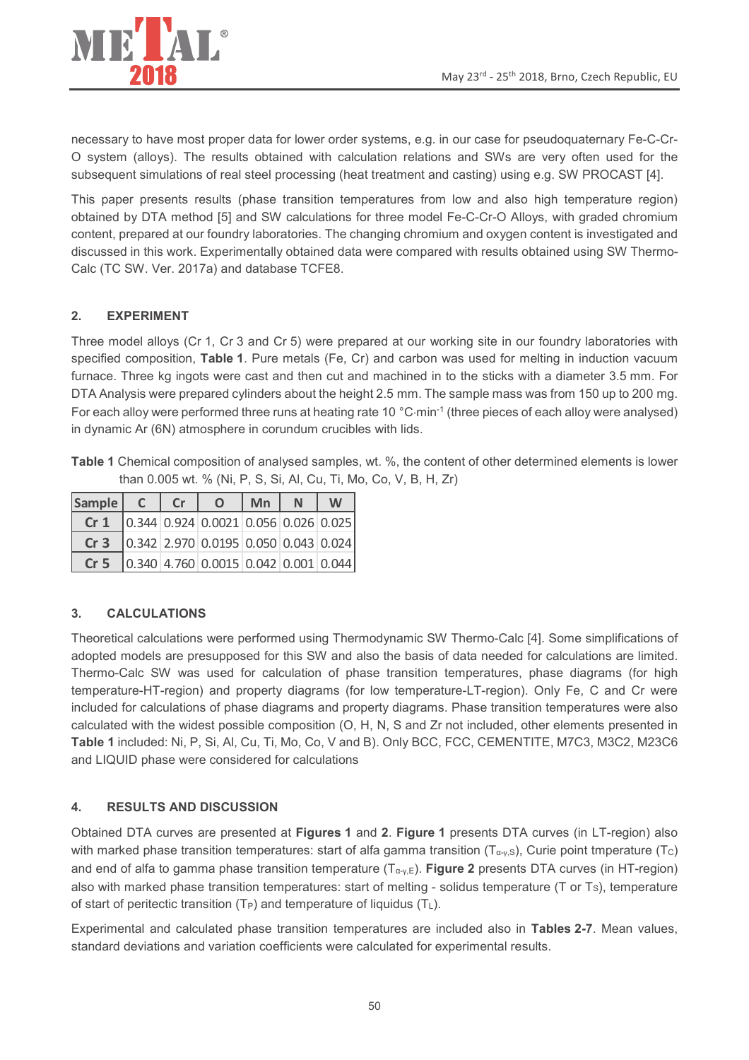necessary to have most proper data for lower order systems, e.g. in our case for pseudoquaternary Fe-C-Cr-O system (alloys). The results obtained with calculation relations and SWs are very often used for the subsequent simulations of real steel processing (heat treatment and casting) using e.g. SW PROCAST [4].

This paper presents results (phase transition temperatures from low and also high temperature region) obtained by DTA method [5] and SW calculations for three model Fe-C-Cr-O Alloys, with graded chromium content, prepared at our foundry laboratories. The changing chromium and oxygen content is investigated and discussed in this work. Experimentally obtained data were compared with results obtained using SW Thermo-Calc (TC SW. Ver. 2017a) and database TCFE8.

## 2. EXPERIMENT

Three model alloys (Cr 1, Cr 3 and Cr 5) were prepared at our working site in our foundry laboratories with specified composition, **Table 1**. Pure metals (Fe, Cr) and carbon was used for melting in induction vacuum furnace. Three kg ingots were cast and then cut and machined in to the sticks with a diameter 3.5 mm. For DTA Analysis were prepared cylinders about the height 2.5 mm. The sample mass was from 150 up to 200 mg. For each alloy were performed three runs at heating rate 10 $°C \cdot min^{-1}$ (three pieces of each alloy were analysed) in dynamic Ar (6N) atmosphere in corundum crucibles with lids.

**Table 1** Chemical composition of analysed samples, wt. %, the content of other determined elements is lower than 0.005 wt. % (Ni, P, S, Si, Al, Cu, Ti, Mo, Co, V, B, H, Zr)

| Sample | C | Cr | O | Mn | N | W |
|---|---|---|---|---|---|---|
| Cr 1 | 0.344 | 0.924 | 0.0021 | 0.056 | 0.026 | 0.025 |
| Cr 3 | 0.342 | 2.970 | 0.0195 | 0.050 | 0.043 | 0.024 |
| Cr 5 | 0.340 | 4.760 | 0.0015 | 0.042 | 0.001 | 0.044 |

## 3. CALCULATIONS

Theoretical calculations were performed using Thermodynamic SW Thermo-Calc [4]. Some simplifications of adopted models are presupposed for this SW and also the basis of data needed for calculations are limited. Thermo-Calc SW was used for calculation of phase transition temperatures, phase diagrams (for high temperature-HT-region) and property diagrams (for low temperature-LT-region). Only Fe, C and Cr were included for calculations of phase diagrams and property diagrams. Phase transition temperatures were also calculated with the widest possible composition (O, H, N, S and Zr not included, other elements presented in **Table 1** included: Ni, P, Si, Al, Cu, Ti, Mo, Co, V and B). Only BCC, FCC, CEMENTITE, M7C3, M3C2, M23C6 and LIQUID phase were considered for calculations

## 4. RESULTS AND DISCUSSION

Obtained DTA curves are presented at **Figures 1** and **2**. **Figure 1** presents DTA curves (in LT-region) also with marked phase transition temperatures: start of alfa gamma transition ($T_{\alpha\text{-}\gamma,S}$), Curie point tmperature ($T_C$) and end of alfa to gamma phase transition temperature ($T_{\alpha\text{-}\gamma,E}$). **Figure 2** presents DTA curves (in HT-region) also with marked phase transition temperatures: start of melting - solidus temperature (T or $T_S$), temperature of start of peritectic transition ($T_P$) and temperature of liquidus ($T_L$).

Experimental and calculated phase transition temperatures are included also in **Tables 2-7**. Mean values, standard deviations and variation coefficients were calculated for experimental results.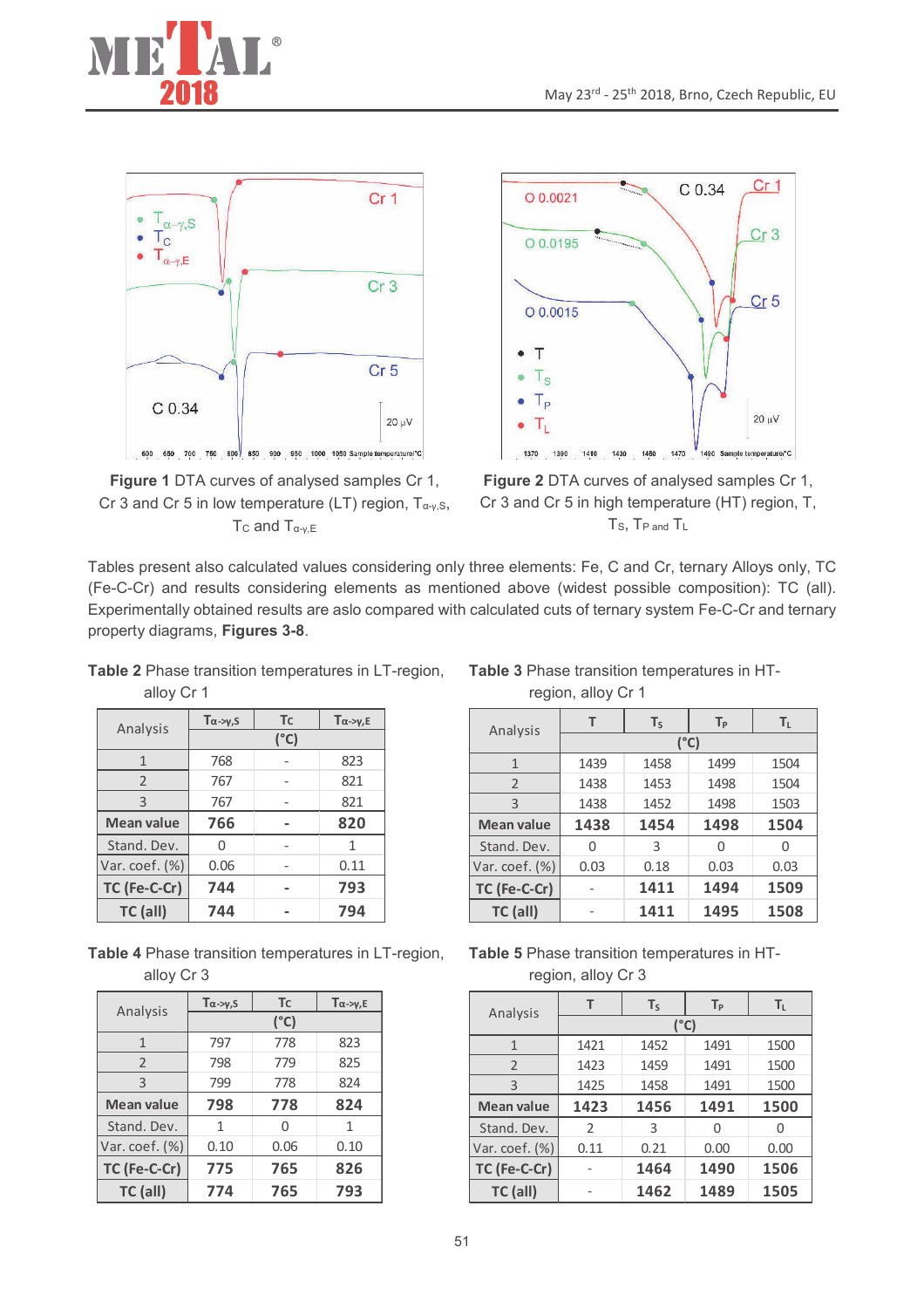**Figure 1** DTA curves of analysed samples Cr 1, Cr 3 and Cr 5 in low temperature (LT) region, $T_{\alpha\text{-}\gamma,S}$, $T_C$ and $T_{\alpha\text{-}\gamma,E}$

**Figure 2** DTA curves of analysed samples Cr 1, Cr 3 and Cr 5 in high temperature (HT) region, T, $T_S$, $T_P$ and $T_L$

Tables present also calculated values considering only three elements: Fe, C and Cr, ternary Alloys only, TC (Fe-C-Cr) and results considering elements as mentioned above (widest possible composition): TC (all). Experimentally obtained results are aslo compared with calculated cuts of ternary system Fe-C-Cr and ternary property diagrams, **Figures 3-8**.

**Table 2** Phase transition temperatures in LT-region, alloy Cr 1

| Analysis | $T_{\alpha\text{->}\gamma,S}$ | $T_C$ | $T_{\alpha\text{->}\gamma,E}$ |
|---|---|---|---|
| | (°C) | | |
| 1 | 768 | - | 823 |
| 2 | 767 | - | 821 |
| 3 | 767 | - | 821 |
| **Mean value** | **766** | **-** | **820** |
| Stand. Dev. | 0 | - | 1 |
| Var. coef. (%) | 0.06 | - | 0.11 |
| **TC (Fe-C-Cr)** | **744** | **-** | **793** |
| **TC (all)** | **744** | **-** | **794** |

**Table 3** Phase transition temperatures in HT-region, alloy Cr 1

| Analysis | T | $T_S$ | $T_P$ | $T_L$ |
|---|---|---|---|---|
| | (°C) | | | |
| 1 | 1439 | 1458 | 1499 | 1504 |
| 2 | 1438 | 1453 | 1498 | 1504 |
| 3 | 1438 | 1452 | 1498 | 1503 |
| **Mean value** | **1438** | **1454** | **1498** | **1504** |
| Stand. Dev. | 0 | 3 | 0 | 0 |
| Var. coef. (%) | 0.03 | 0.18 | 0.03 | 0.03 |
| **TC (Fe-C-Cr)** | - | **1411** | **1494** | **1509** |
| **TC (all)** | - | **1411** | **1495** | **1508** |

**Table 4** Phase transition temperatures in LT-region, alloy Cr 3

| Analysis | $T_{\alpha\text{->}\gamma,S}$ | $T_C$ | $T_{\alpha\text{->}\gamma,E}$ |
|---|---|---|---|
| | (°C) | | |
| 1 | 797 | 778 | 823 |
| 2 | 798 | 779 | 825 |
| 3 | 799 | 778 | 824 |
| **Mean value** | **798** | **778** | **824** |
| Stand. Dev. | 1 | 0 | 1 |
| Var. coef. (%) | 0.10 | 0.06 | 0.10 |
| **TC (Fe-C-Cr)** | **775** | **765** | **826** |
| **TC (all)** | **774** | **765** | **793** |

**Table 5** Phase transition temperatures in HT-region, alloy Cr 3

| Analysis | T | $T_S$ | $T_P$ | $T_L$ |
|---|---|---|---|---|
| | (°C) | | | |
| 1 | 1421 | 1452 | 1491 | 1500 |
| 2 | 1423 | 1459 | 1491 | 1500 |
| 3 | 1425 | 1458 | 1491 | 1500 |
| **Mean value** | **1423** | **1456** | **1491** | **1500** |
| Stand. Dev. | 2 | 3 | 0 | 0 |
| Var. coef. (%) | 0.11 | 0.21 | 0.00 | 0.00 |
| **TC (Fe-C-Cr)** | - | **1464** | **1490** | **1506** |
| **TC (all)** | - | **1462** | **1489** | **1505** |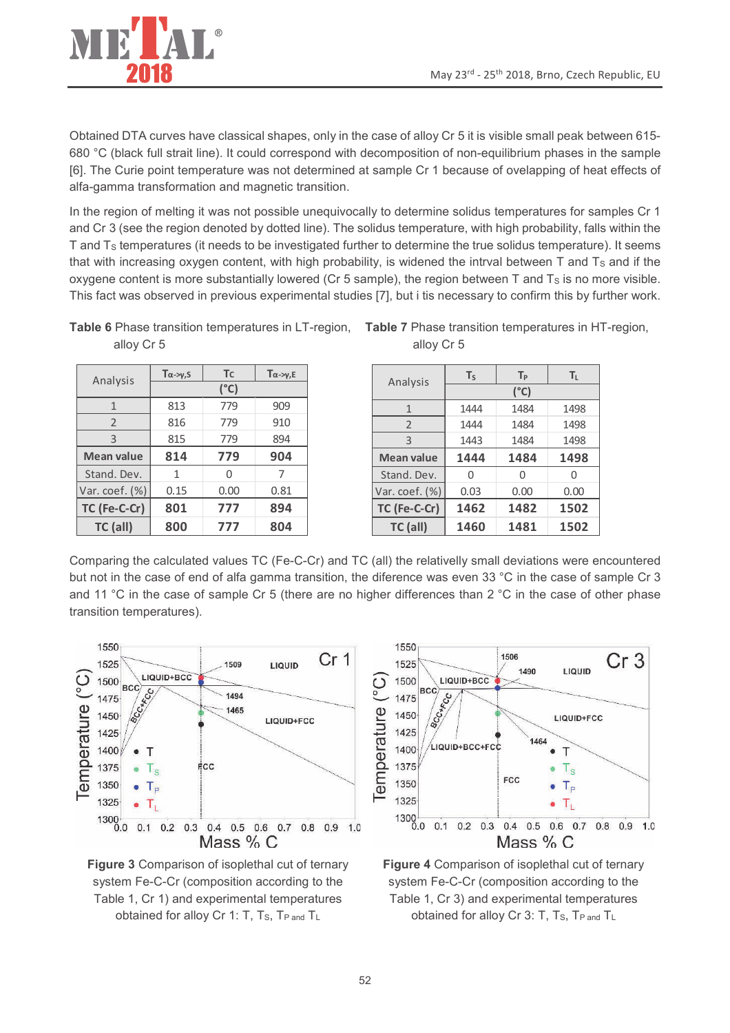Obtained DTA curves have classical shapes, only in the case of alloy Cr 5 it is visible small peak between 615-680 °C (black full strait line). It could correspond with decomposition of non-equilibrium phases in the sample [6]. The Curie point temperature was not determined at sample Cr 1 because of ovelapping of heat effects of alfa-gamma transformation and magnetic transition.

In the region of melting it was not possible unequivocally to determine solidus temperatures for samples Cr 1 and Cr 3 (see the region denoted by dotted line). The solidus temperature, with high probability, falls within the T and $T_S$ temperatures (it needs to be investigated further to determine the true solidus temperature). It seems that with increasing oxygen content, with high probability, is widened the intrval between T and $T_S$ and if the oxygene content is more substantially lowered (Cr 5 sample), the region between T and $T_S$ is no more visible. This fact was observed in previous experimental studies [7], but i tis necessary to confirm this by further work.

**Table 6** Phase transition temperatures in LT-region, alloy Cr 5

| Analysis | $T_{\alpha\text{->}\gamma,S}$ | $T_C$ | $T_{\alpha\text{->}\gamma,E}$ |
|---|---|---|---|
| | (°C) | | |
| 1 | 813 | 779 | 909 |
| 2 | 816 | 779 | 910 |
| 3 | 815 | 779 | 894 |
| **Mean value** | **814** | **779** | **904** |
| Stand. Dev. | 1 | 0 | 7 |
| Var. coef. (%) | 0.15 | 0.00 | 0.81 |
| **TC (Fe-C-Cr)** | **801** | **777** | **894** |
| **TC (all)** | **800** | **777** | **804** |

**Table 7** Phase transition temperatures in HT-region, alloy Cr 5

| Analysis | $T_S$ | $T_P$ | $T_L$ |
|---|---|---|---|
| | (°C) | | |
| 1 | 1444 | 1484 | 1498 |
| 2 | 1444 | 1484 | 1498 |
| 3 | 1443 | 1484 | 1498 |
| **Mean value** | **1444** | **1484** | **1498** |
| Stand. Dev. | 0 | 0 | 0 |
| Var. coef. (%) | 0.03 | 0.00 | 0.00 |
| **TC (Fe-C-Cr)** | **1462** | **1482** | **1502** |
| **TC (all)** | **1460** | **1481** | **1502** |

Comparing the calculated values TC (Fe-C-Cr) and TC (all) the relativelly small deviations were encountered but not in the case of end of alfa gamma transition, the diference was even 33 °C in the case of sample Cr 3 and 11 °C in the case of sample Cr 5 (there are no higher differences than 2 °C in the case of other phase transition temperatures).

**Figure 3** Comparison of isoplethal cut of ternary system Fe-C-Cr (composition according to the Table 1, Cr 1) and experimental temperatures obtained for alloy Cr 1: T, $T_S$, $T_P$ and $T_L$

**Figure 4** Comparison of isoplethal cut of ternary system Fe-C-Cr (composition according to the Table 1, Cr 3) and experimental temperatures obtained for alloy Cr 3: T, $T_S$, $T_P$ and $T_L$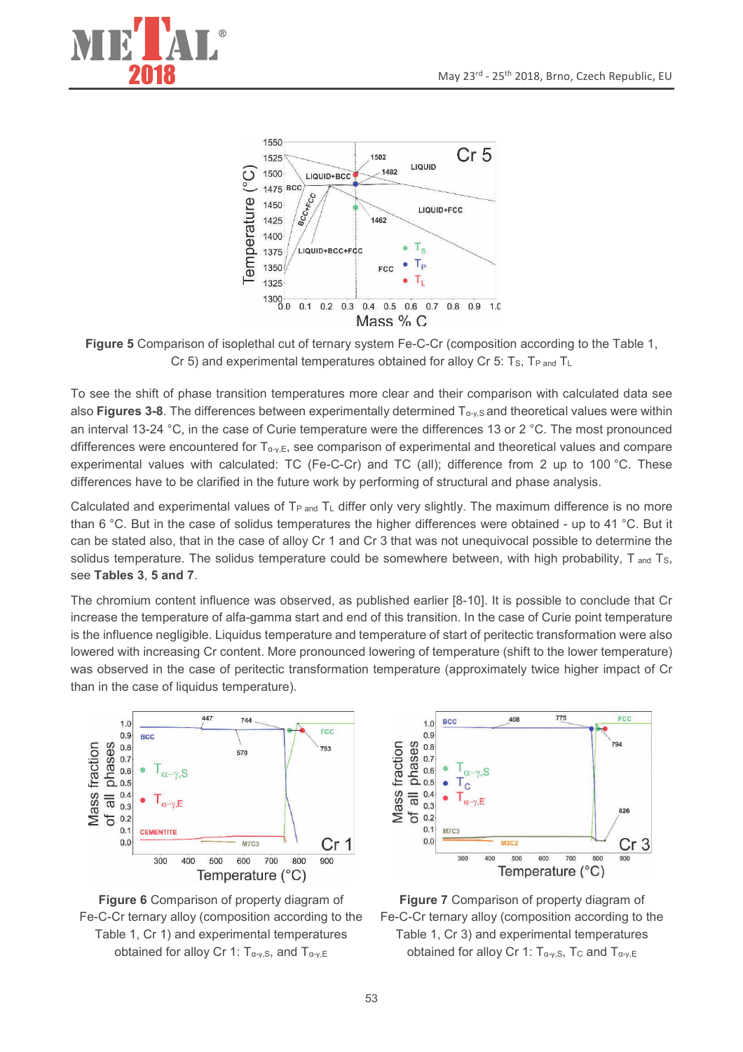**Figure 5** Comparison of isoplethal cut of ternary system Fe-C-Cr (composition according to the Table 1, Cr 5) and experimental temperatures obtained for alloy Cr 5: $T_S$, $T_P$ and $T_L$

To see the shift of phase transition temperatures more clear and their comparison with calculated data see also **Figures 3-8**. The differences between experimentally determined $T_{\alpha\text{-}\gamma,S}$ and theoretical values were within an interval 13-24 °C, in the case of Curie temperature were the differences 13 or 2 °C. The most pronounced dfifferences were encountered for $T_{\alpha\text{-}\gamma,E}$, see comparison of experimental and theoretical values and compare experimental values with calculated: TC (Fe-C-Cr) and TC (all); difference from 2 up to 100 °C. These differences have to be clarified in the future work by performing of structural and phase analysis.

Calculated and experimental values of $T_P$ and $T_L$ differ only very slightly. The maximum difference is no more than 6 °C. But in the case of solidus temperatures the higher differences were obtained - up to 41 °C. But it can be stated also, that in the case of alloy Cr 1 and Cr 3 that was not unequivocal possible to determine the solidus temperature. The solidus temperature could be somewhere between, with high probability, T and $T_S$, see **Tables 3**, **5 and 7**.

The chromium content influence was observed, as published earlier [8-10]. It is possible to conclude that Cr increase the temperature of alfa-gamma start and end of this transition. In the case of Curie point temperature is the influence negligible. Liquidus temperature and temperature of start of peritectic transformation were also lowered with increasing Cr content. More pronounced lowering of temperature (shift to the lower temperature) was observed in the case of peritectic transformation temperature (approximately twice higher impact of Cr than in the case of liquidus temperature).

**Figure 6** Comparison of property diagram of Fe-C-Cr ternary alloy (composition according to the Table 1, Cr 1) and experimental temperatures obtained for alloy Cr 1: $T_{\alpha\text{-}\gamma,S}$, and $T_{\alpha\text{-}\gamma,E}$

**Figure 7** Comparison of property diagram of Fe-C-Cr ternary alloy (composition according to the Table 1, Cr 3) and experimental temperatures obtained for alloy Cr 1: $T_{\alpha\text{-}\gamma,S}$, $T_C$ and $T_{\alpha\text{-}\gamma,E}$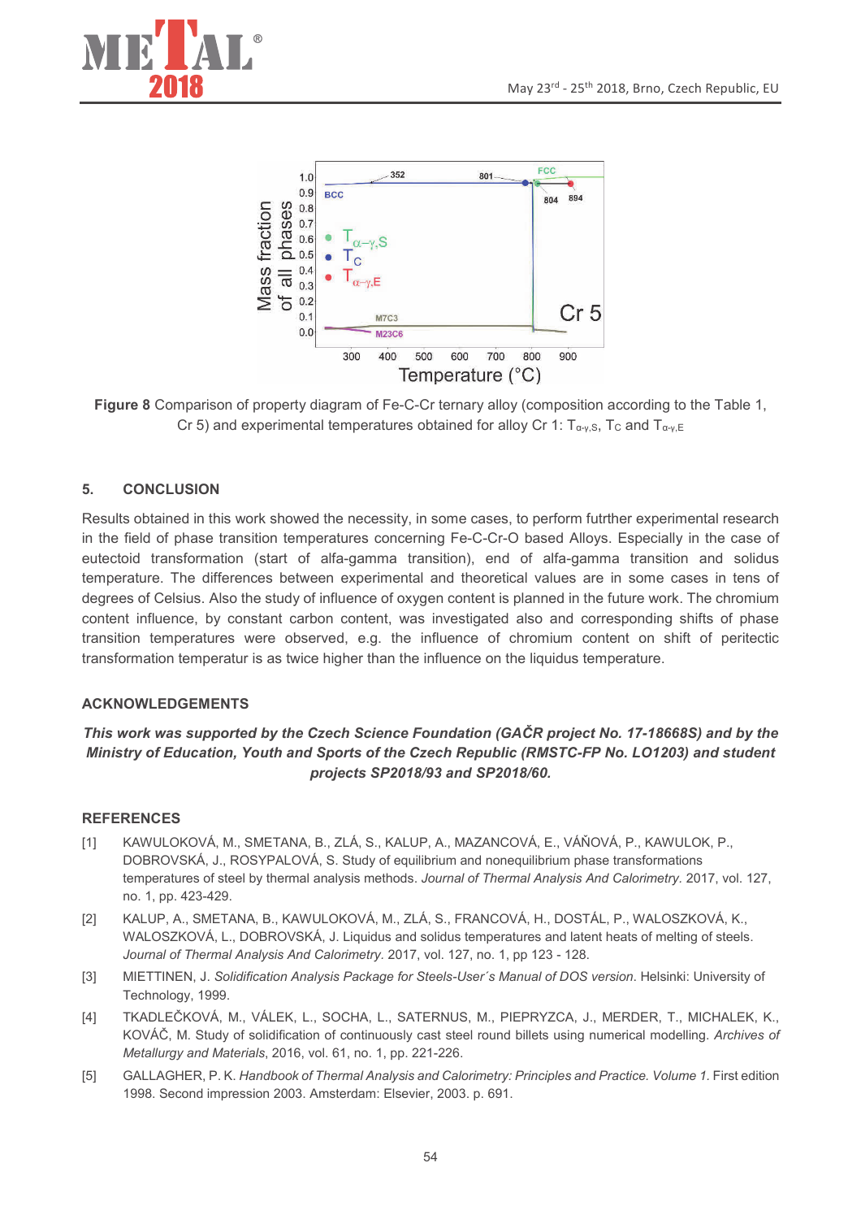Figure 8 Comparison of property diagram of Fe-C-Cr ternary alloy (composition according to the Table 1, Cr 5) and experimental temperatures obtained for alloy Cr 1: $T_{\alpha\text{-}\gamma,S}$, $T_C$ and $T_{\alpha\text{-}\gamma,E}$

## 5. CONCLUSION

Results obtained in this work showed the necessity, in some cases, to perform futrther experimental research in the field of phase transition temperatures concerning Fe-C-Cr-O based Alloys. Especially in the case of eutectoid transformation (start of alfa-gamma transition), end of alfa-gamma transition and solidus temperature. The differences between experimental and theoretical values are in some cases in tens of degrees of Celsius. Also the study of influence of oxygen content is planned in the future work. The chromium content influence, by constant carbon content, was investigated also and corresponding shifts of phase transition temperatures were observed, e.g. the influence of chromium content on shift of peritectic transformation temperatur is as twice higher than the influence on the liquidus temperature.

## ACKNOWLEDGEMENTS

***This work was supported by the Czech Science Foundation (GAČR project No. 17-18668S) and by the Ministry of Education, Youth and Sports of the Czech Republic (RMSTC-FP No. LO1203) and student projects SP2018/93 and SP2018/60.***

## REFERENCES

[1] KAWULOKOVÁ, M., SMETANA, B., ZLÁ, S., KALUP, A., MAZANCOVÁ, E., VÁŇOVÁ, P., KAWULOK, P., DOBROVSKÁ, J., ROSYPALOVÁ, S. Study of equilibrium and nonequilibrium phase transformations temperatures of steel by thermal analysis methods. *Journal of Thermal Analysis And Calorimetry*. 2017, vol. 127, no. 1, pp. 423-429.

[2] KALUP, A., SMETANA, B., KAWULOKOVÁ, M., ZLÁ, S., FRANCOVÁ, H., DOSTÁL, P., WALOSZKOVÁ, K., WALOSZKOVÁ, L., DOBROVSKÁ, J. Liquidus and solidus temperatures and latent heats of melting of steels. *Journal of Thermal Analysis And Calorimetry*. 2017, vol. 127, no. 1, pp 123 - 128.

[3] MIETTINEN, J. *Solidification Analysis Package for Steels-User´s Manual of DOS version*. Helsinki: University of Technology, 1999.

[4] TKADLEČKOVÁ, M., VÁLEK, L., SOCHA, L., SATERNUS, M., PIEPRYZCA, J., MERDER, T., MICHALEK, K., KOVÁČ, M. Study of solidification of continuously cast steel round billets using numerical modelling. *Archives of Metallurgy and Materials*, 2016, vol. 61, no. 1, pp. 221-226.

[5] GALLAGHER, P. K. *Handbook of Thermal Analysis and Calorimetry: Principles and Practice. Volume 1.* First edition 1998. Second impression 2003. Amsterdam: Elsevier, 2003. p. 691.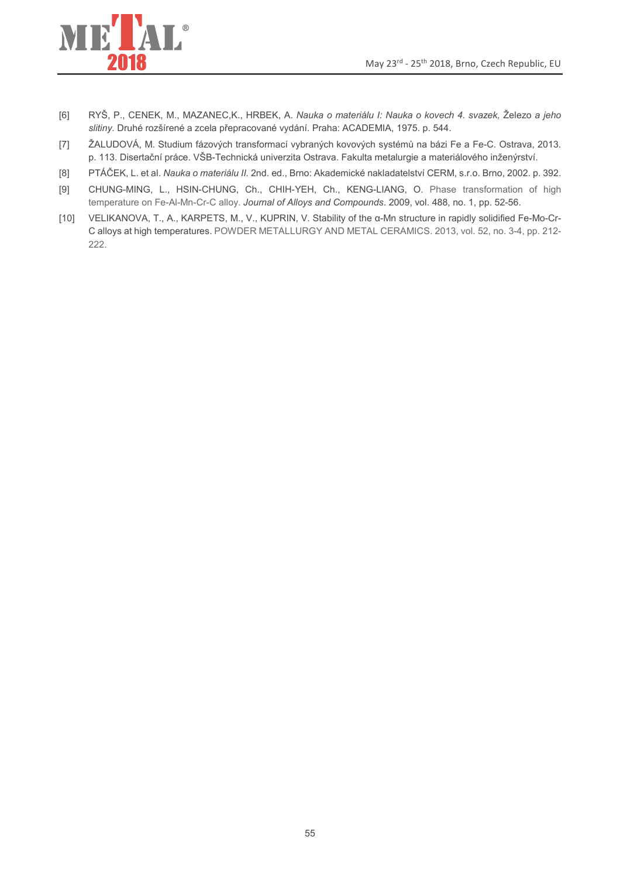[6] RYŠ, P., CENEK, M., MAZANEC,K., HRBEK, A. *Nauka o materiálu I: Nauka o kovech 4. svazek,* Železo *a jeho slitiny.* Druhé rozšírené a zcela přepracované vydání. Praha: ACADEMIA, 1975. p. 544.

[7] ŽALUDOVÁ, M. Studium fázových transformací vybraných kovových systémů na bázi Fe a Fe-C. Ostrava, 2013. p. 113. Disertační práce. VŠB-Technická univerzita Ostrava. Fakulta metalurgie a materiálového inženýrství.

[8] PTÁČEK, L. et al. *Nauka o materiálu II.* 2nd. ed., Brno: Akademické nakladatelství CERM, s.r.o. Brno, 2002. p. 392.

[9] CHUNG-MING, L., HSIN-CHUNG, Ch., CHIH-YEH, Ch., KENG-LIANG, O. Phase transformation of high temperature on Fe-Al-Mn-Cr-C alloy. *Journal of Alloys and Compounds*. 2009, vol. 488, no. 1, pp. 52-56.

[10] VELIKANOVA, T., A., KARPETS, M., V., KUPRIN, V. Stability of the α-Mn structure in rapidly solidified Fe-Mo-Cr-C alloys at high temperatures. POWDER METALLURGY AND METAL CERAMICS. 2013, vol. 52, no. 3-4, pp. 212-222.